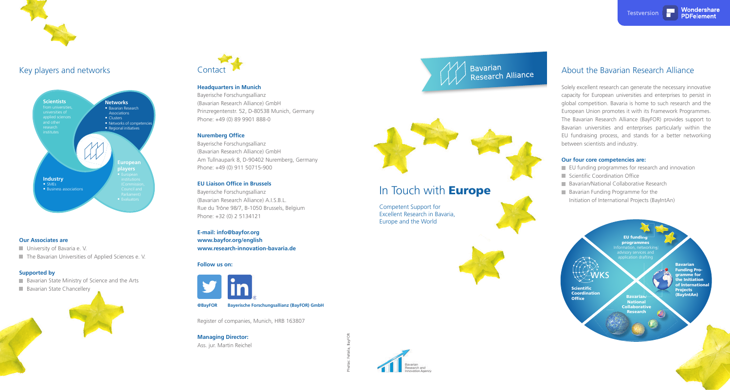## Key players and networks

**Scientists**
from universities, universities of applied sciences and other research institutes

**Networks**
- Bavarian Research Associations
- Clusters
- Networks of competencies
- Regional initiatives

**European players**
- European institutions (Commission, Council and Parliament)
- Evaluators

**Industry**
- SMEs
- Business associations

### Our Associates are

- University of Bavaria e. V.
- The Bavarian Universities of Applied Sciences e. V.

### Supported by

- Bavarian State Ministry of Science and the Arts
- Bavarian State Chancellery

## Contact

**Headquarters in Munich**
Bayerische Forschungsallianz
(Bavarian Research Alliance) GmbH
Prinzregentenstr. 52, D-80538 Munich, Germany
Phone: +49 (0) 89 9901 888-0

**Nuremberg Office**
Bayerische Forschungsallianz
(Bavarian Research Alliance) GmbH
Am Tullnaupark 8, D-90402 Nuremberg, Germany
Phone: +49 (0) 911 50715-900

**EU Liaison Office in Brussels**
Bayerische Forschungsallianz
(Bavarian Research Alliance) A.I.S.B.L.
Rue du Trône 98/7, B-1050 Brussels, Belgium
Phone: +32 (0) 2 5134121

**E-mail: info@bayfor.org**
**www.bayfor.org/english**
**www.research-innovation-bavaria.de**

**Follow us on:**

**@BayFOR** **Bayerische Forschungsallianz (BayFOR) GmbH**

Register of companies, Munich, HRB 163807

**Managing Director:**
Ass. jur. Martin Reichel

Photos: Fotolia, BayFOR

Bavarian Research and Innovation Agency

Bavarian Research Alliance

# In Touch with **Europe**

Competent Support for Excellent Research in Bavaria, Europe and the World

## About the Bavarian Research Alliance

Solely excellent research can generate the necessary innovative capacity for European universities and enterprises to persist in global competition. Bavaria is home to such research and the European Union promotes it with its Framework Programmes. The Bavarian Research Alliance (BayFOR) provides support to Bavarian universities and enterprises particularly within the EU fundraising process, and stands for a better networking between scientists and industry.

### Our four core competencies are:

- EU funding programmes for research and innovation
- Scientific Coordination Office
- Bavarian/National Collaborative Research
- Bavarian Funding Programme for the Initiation of International Projects (BayIntAn)

**EU funding programmes**
Information, networking, advisory services and application drafting

**Scientific Coordination Office**
WKS

**Bavarian Funding Programme for the Initiation of International Projects (BayIntAn)**

**Bavarian/National Collaborative Research**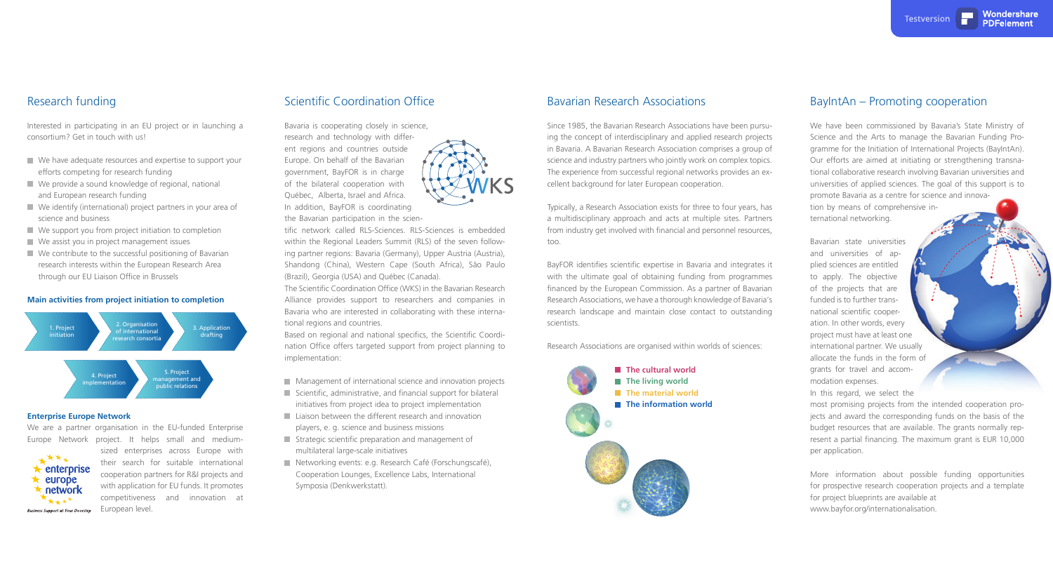## Research funding

Interested in participating in an EU project or in launching a consortium? Get in touch with us!

- We have adequate resources and expertise to support your efforts competing for research funding
- We provide a sound knowledge of regional, national and European research funding
- We identify (international) project partners in your area of science and business
- We support you from project initiation to completion
- We assist you in project management issues
- We contribute to the successful positioning of Bavarian research interests within the European Research Area through our EU Liaison Office in Brussels

**Main activities from project initiation to completion**

1. Project initiation
2. Organisation of international research consortia
3. Application drafting
4. Project implementation
5. Project management and public relations

**Enterprise Europe Network**

We are a partner organisation in the EU-funded Enterprise Europe Network project. It helps small and medium-sized enterprises across Europe with their search for suitable international cooperation partners for R&I projects and with application for EU funds. It promotes competitiveness and innovation at European level.

## Scientific Coordination Office

Bavaria is cooperating closely in science, research and technology with different regions and countries outside Europe. On behalf of the Bavarian government, BayFOR is in charge of the bilateral cooperation with Québec, Alberta, Israel and Africa. In addition, BayFOR is coordinating the Bavarian participation in the scientific network called RLS-Sciences. RLS-Sciences is embedded within the Regional Leaders Summit (RLS) of the seven following partner regions: Bavaria (Germany), Upper Austria (Austria), Shandong (China), Western Cape (South Africa), São Paulo (Brazil), Georgia (USA) and Québec (Canada).

The Scientific Coordination Office (WKS) in the Bavarian Research Alliance provides support to researchers and companies in Bavaria who are interested in collaborating with these international regions and countries.

Based on regional and national specifics, the Scientific Coordination Office offers targeted support from project planning to implementation:

- Management of international science and innovation projects
- Scientific, administrative, and financial support for bilateral initiatives from project idea to project implementation
- Liaison between the different research and innovation players, e. g. science and business missions
- Strategic scientific preparation and management of multilateral large-scale initiatives
- Networking events: e.g. Research Café (Forschungscafé), Cooperation Lounges, Excellence Labs, International Symposia (Denkwerkstatt).

## Bavarian Research Associations

Since 1985, the Bavarian Research Associations have been pursuing the concept of interdisciplinary and applied research projects in Bavaria. A Bavarian Research Association comprises a group of science and industry partners who jointly work on complex topics. The experience from successful regional networks provides an excellent background for later European cooperation.

Typically, a Research Association exists for three to four years, has a multidisciplinary approach and acts at multiple sites. Partners from industry get involved with financial and personnel resources, too.

BayFOR identifies scientific expertise in Bavaria and integrates it with the ultimate goal of obtaining funding from programmes financed by the European Commission. As a partner of Bavarian Research Associations, we have a thorough knowledge of Bavaria's research landscape and maintain close contact to outstanding scientists.

Research Associations are organised within worlds of sciences:

- **The cultural world**
- **The living world**
- **The material world**
- **The information world**

## BayIntAn – Promoting cooperation

We have been commissioned by Bavaria's State Ministry of Science and the Arts to manage the Bavarian Funding Programme for the Initiation of International Projects (BayIntAn). Our efforts are aimed at initiating or strengthening transnational collaborative research involving Bavarian universities and universities of applied sciences. The goal of this support is to promote Bavaria as a centre for science and innovation by means of comprehensive international networking.

Bavarian state universities and universities of applied sciences are entitled to apply. The objective of the projects that are funded is to further transnational scientific cooperation. In other words, every project must have at least one international partner. We usually allocate the funds in the form of grants for travel and accommodation expenses.

In this regard, we select the most promising projects from the intended cooperation projects and award the corresponding funds on the basis of the budget resources that are available. The grants normally represent a partial financing. The maximum grant is EUR 10,000 per application.

More information about possible funding opportunities for prospective research cooperation projects and a template for project blueprints are available at www.bayfor.org/internationalisation.